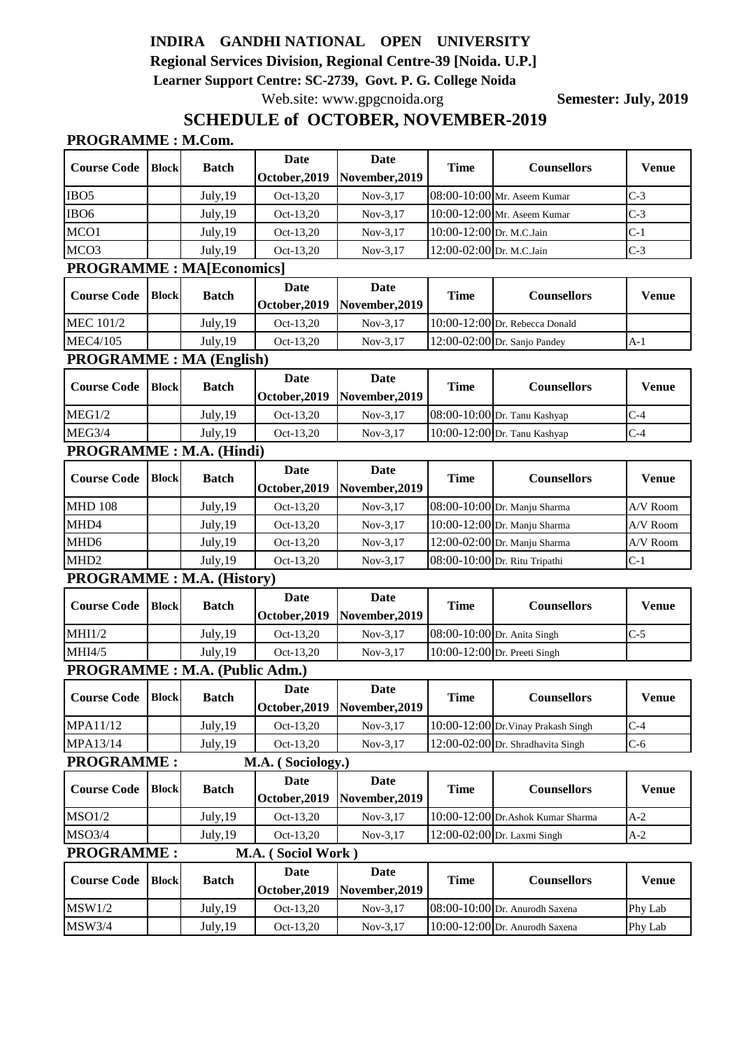# INDIRA GANDHI NATIONAL OPEN UNIVERSITY

**Regional Services Division, Regional Centre-39 [Noida. U.P.]**

**Learner Support Centre: SC-2739, Govt. P. G. College Noida**

Web.site: www.gpgcnoida.org **Semester: July, 2019**

## SCHEDULE of OCTOBER, NOVEMBER-2019

### PROGRAMME : M.Com.

| Course Code | Block | Batch | Date October,2019 | Date November,2019 | Time | Counsellors | Venue |
|---|---|---|---|---|---|---|---|
| IBO5 | | July,19 | Oct-13,20 | Nov-3,17 | 08:00-10:00 | Mr. Aseem Kumar | C-3 |
| IBO6 | | July,19 | Oct-13,20 | Nov-3,17 | 10:00-12:00 | Mr. Aseem Kumar | C-3 |
| MCO1 | | July,19 | Oct-13,20 | Nov-3,17 | 10:00-12:00 | Dr. M.C.Jain | C-1 |
| MCO3 | | July,19 | Oct-13,20 | Nov-3,17 | 12:00-02:00 | Dr. M.C.Jain | C-3 |

### PROGRAMME : MA[Economics]

| Course Code | Block | Batch | Date October,2019 | Date November,2019 | Time | Counsellors | Venue |
|---|---|---|---|---|---|---|---|
| MEC 101/2 | | July,19 | Oct-13,20 | Nov-3,17 | 10:00-12:00 | Dr. Rebecca Donald | |
| MEC4/105 | | July,19 | Oct-13,20 | Nov-3,17 | 12:00-02:00 | Dr. Sanjo Pandey | A-1 |

### PROGRAMME : MA (English)

| Course Code | Block | Batch | Date October,2019 | Date November,2019 | Time | Counsellors | Venue |
|---|---|---|---|---|---|---|---|
| MEG1/2 | | July,19 | Oct-13,20 | Nov-3,17 | 08:00-10:00 | Dr. Tanu Kashyap | C-4 |
| MEG3/4 | | July,19 | Oct-13,20 | Nov-3,17 | 10:00-12:00 | Dr. Tanu Kashyap | C-4 |

### PROGRAMME : M.A. (Hindi)

| Course Code | Block | Batch | Date October,2019 | Date November,2019 | Time | Counsellors | Venue |
|---|---|---|---|---|---|---|---|
| MHD 108 | | July,19 | Oct-13,20 | Nov-3,17 | 08:00-10:00 | Dr. Manju Sharma | A/V Room |
| MHD4 | | July,19 | Oct-13,20 | Nov-3,17 | 10:00-12:00 | Dr. Manju Sharma | A/V Room |
| MHD6 | | July,19 | Oct-13,20 | Nov-3,17 | 12:00-02:00 | Dr. Manju Sharma | A/V Room |
| MHD2 | | July,19 | Oct-13,20 | Nov-3,17 | 08:00-10:00 | Dr. Ritu Tripathi | C-1 |

### PROGRAMME : M.A. (History)

| Course Code | Block | Batch | Date October,2019 | Date November,2019 | Time | Counsellors | Venue |
|---|---|---|---|---|---|---|---|
| MHI1/2 | | July,19 | Oct-13,20 | Nov-3,17 | 08:00-10:00 | Dr. Anita Singh | C-5 |
| MHI4/5 | | July,19 | Oct-13,20 | Nov-3,17 | 10:00-12:00 | Dr. Preeti Singh | |

### PROGRAMME : M.A. (Public Adm.)

| Course Code | Block | Batch | Date October,2019 | Date November,2019 | Time | Counsellors | Venue |
|---|---|---|---|---|---|---|---|
| MPA11/12 | | July,19 | Oct-13,20 | Nov-3,17 | 10:00-12:00 | Dr.Vinay Prakash Singh | C-4 |
| MPA13/14 | | July,19 | Oct-13,20 | Nov-3,17 | 12:00-02:00 | Dr. Shradhavita Singh | C-6 |

### PROGRAMME : M.A. ( Sociology.)

| Course Code | Block | Batch | Date October,2019 | Date November,2019 | Time | Counsellors | Venue |
|---|---|---|---|---|---|---|---|
| MSO1/2 | | July,19 | Oct-13,20 | Nov-3,17 | 10:00-12:00 | Dr.Ashok Kumar Sharma | A-2 |
| MSO3/4 | | July,19 | Oct-13,20 | Nov-3,17 | 12:00-02:00 | Dr. Laxmi Singh | A-2 |

### PROGRAMME : M.A. ( Sociol Work )

| Course Code | Block | Batch | Date October,2019 | Date November,2019 | Time | Counsellors | Venue |
|---|---|---|---|---|---|---|---|
| MSW1/2 | | July,19 | Oct-13,20 | Nov-3,17 | 08:00-10:00 | Dr. Anurodh Saxena | Phy Lab |
| MSW3/4 | | July,19 | Oct-13,20 | Nov-3,17 | 10:00-12:00 | Dr. Anurodh Saxena | Phy Lab |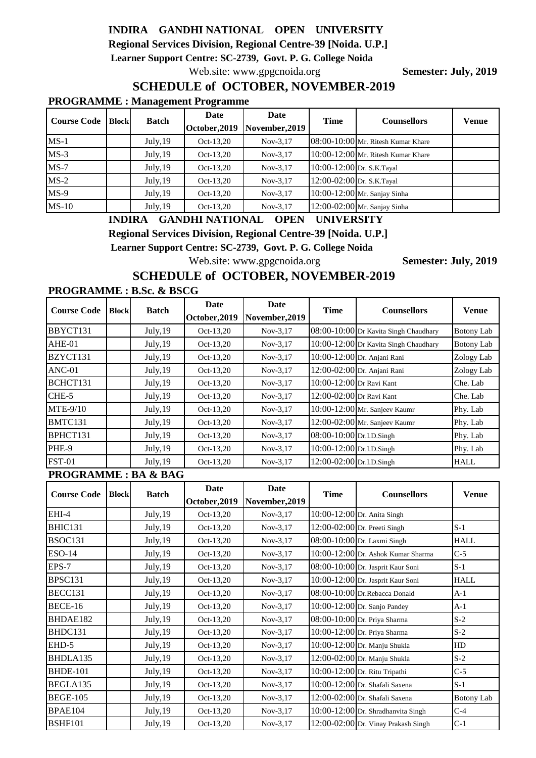# INDIRA GANDHI NATIONAL OPEN UNIVERSITY

**Regional Services Division, Regional Centre-39 [Noida. U.P.]**

**Learner Support Centre: SC-2739, Govt. P. G. College Noida**

Web.site: www.gpgcnoida.org **Semester: July, 2019**

## SCHEDULE of OCTOBER, NOVEMBER-2019

**PROGRAMME : Management Programme**

| Course Code | Block | Batch | Date October,2019 | Date November,2019 | Time | Counsellors | Venue |
|---|---|---|---|---|---|---|---|
| MS-1 | | July,19 | Oct-13,20 | Nov-3,17 | 08:00-10:00 | Mr. Ritesh Kumar Khare | |
| MS-3 | | July,19 | Oct-13,20 | Nov-3,17 | 10:00-12:00 | Mr. Ritesh Kumar Khare | |
| MS-7 | | July,19 | Oct-13,20 | Nov-3,17 | 10:00-12:00 | Dr. S.K.Tayal | |
| MS-2 | | July,19 | Oct-13,20 | Nov-3,17 | 12:00-02:00 | Dr. S.K.Tayal | |
| MS-9 | | July,19 | Oct-13,20 | Nov-3,17 | 10:00-12:00 | Mr. Sanjay Sinha | |
| MS-10 | | July,19 | Oct-13,20 | Nov-3,17 | 12:00-02:00 | Mr. Sanjay Sinha | |

# INDIRA GANDHI NATIONAL OPEN UNIVERSITY

**Regional Services Division, Regional Centre-39 [Noida. U.P.]**

**Learner Support Centre: SC-2739, Govt. P. G. College Noida**

Web.site: www.gpgcnoida.org **Semester: July, 2019**

## SCHEDULE of OCTOBER, NOVEMBER-2019

**PROGRAMME : B.Sc. & BSCG**

| Course Code | Block | Batch | Date October,2019 | Date November,2019 | Time | Counsellors | Venue |
|---|---|---|---|---|---|---|---|
| BBYCT131 | | July,19 | Oct-13,20 | Nov-3,17 | 08:00-10:00 | Dr Kavita Singh Chaudhary | Botony Lab |
| AHE-01 | | July,19 | Oct-13,20 | Nov-3,17 | 10:00-12:00 | Dr Kavita Singh Chaudhary | Botony Lab |
| BZYCT131 | | July,19 | Oct-13,20 | Nov-3,17 | 10:00-12:00 | Dr. Anjani Rani | Zology Lab |
| ANC-01 | | July,19 | Oct-13,20 | Nov-3,17 | 12:00-02:00 | Dr. Anjani Rani | Zology Lab |
| BCHCT131 | | July,19 | Oct-13,20 | Nov-3,17 | 10:00-12:00 | Dr Ravi Kant | Che. Lab |
| CHE-5 | | July,19 | Oct-13,20 | Nov-3,17 | 12:00-02:00 | Dr Ravi Kant | Che. Lab |
| MTE-9/10 | | July,19 | Oct-13,20 | Nov-3,17 | 10:00-12:00 | Mr. Sanjeev Kaumr | Phy. Lab |
| BMTC131 | | July,19 | Oct-13,20 | Nov-3,17 | 12:00-02:00 | Mr. Sanjeev Kaumr | Phy. Lab |
| BPHCT131 | | July,19 | Oct-13,20 | Nov-3,17 | 08:00-10:00 | Dr.I.D.Singh | Phy. Lab |
| PHE-9 | | July,19 | Oct-13,20 | Nov-3,17 | 10:00-12:00 | Dr.I.D.Singh | Phy. Lab |
| FST-01 | | July,19 | Oct-13,20 | Nov-3,17 | 12:00-02:00 | Dr.I.D.Singh | HALL |

**PROGRAMME : BA & BAG**

| Course Code | Block | Batch | Date October,2019 | Date November,2019 | Time | Counsellors | Venue |
|---|---|---|---|---|---|---|---|
| EHI-4 | | July,19 | Oct-13,20 | Nov-3,17 | 10:00-12:00 | Dr. Anita Singh | |
| BHIC131 | | July,19 | Oct-13,20 | Nov-3,17 | 12:00-02:00 | Dr. Preeti Singh | S-1 |
| BSOC131 | | July,19 | Oct-13,20 | Nov-3,17 | 08:00-10:00 | Dr. Laxmi Singh | HALL |
| ESO-14 | | July,19 | Oct-13,20 | Nov-3,17 | 10:00-12:00 | Dr. Ashok Kumar Sharma | C-5 |
| EPS-7 | | July,19 | Oct-13,20 | Nov-3,17 | 08:00-10:00 | Dr. Jasprit Kaur Soni | S-1 |
| BPSC131 | | July,19 | Oct-13,20 | Nov-3,17 | 10:00-12:00 | Dr. Jasprit Kaur Soni | HALL |
| BECC131 | | July,19 | Oct-13,20 | Nov-3,17 | 08:00-10:00 | Dr.Rebacca Donald | A-1 |
| BECE-16 | | July,19 | Oct-13,20 | Nov-3,17 | 10:00-12:00 | Dr. Sanjo Pandey | A-1 |
| BHDAE182 | | July,19 | Oct-13,20 | Nov-3,17 | 08:00-10:00 | Dr. Priya Sharma | S-2 |
| BHDC131 | | July,19 | Oct-13,20 | Nov-3,17 | 10:00-12:00 | Dr. Priya Sharma | S-2 |
| EHD-5 | | July,19 | Oct-13,20 | Nov-3,17 | 10:00-12:00 | Dr. Manju Shukla | HD |
| BHDLA135 | | July,19 | Oct-13,20 | Nov-3,17 | 12:00-02:00 | Dr. Manju Shukla | S-2 |
| BHDE-101 | | July,19 | Oct-13,20 | Nov-3,17 | 10:00-12:00 | Dr. Ritu Tripathi | C-5 |
| BEGLA135 | | July,19 | Oct-13,20 | Nov-3,17 | 10:00-12:00 | Dr. Shafali Saxena | S-1 |
| BEGE-105 | | July,19 | Oct-13,20 | Nov-3,17 | 12:00-02:00 | Dr. Shafali Saxena | Botony Lab |
| BPAE104 | | July,19 | Oct-13,20 | Nov-3,17 | 10:00-12:00 | Dr. Shradhanvita Singh | C-4 |
| BSHF101 | | July,19 | Oct-13,20 | Nov-3,17 | 12:00-02:00 | Dr. Vinay Prakash Singh | C-1 |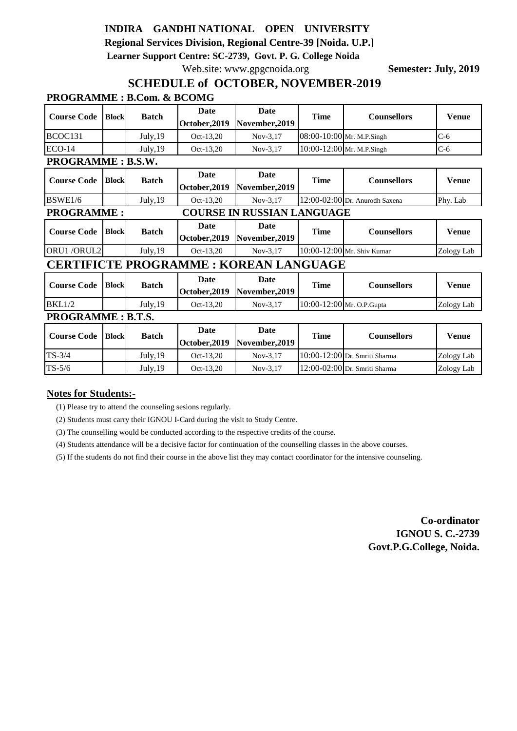## INDIRA GANDHI NATIONAL OPEN UNIVERSITY

**Regional Services Division, Regional Centre-39 [Noida. U.P.]**

**Learner Support Centre: SC-2739, Govt. P. G. College Noida**

Web.site: www.gpgcnoida.org **Semester: July, 2019**

# SCHEDULE of OCTOBER, NOVEMBER-2019

### PROGRAMME : B.Com. & BCOMG

| Course Code | Block | Batch | Date October,2019 | Date November,2019 | Time | Counsellors | Venue |
|---|---|---|---|---|---|---|---|
| BCOC131 | | July,19 | Oct-13,20 | Nov-3,17 | 08:00-10:00 | Mr. M.P.Singh | C-6 |
| ECO-14 | | July,19 | Oct-13,20 | Nov-3,17 | 10:00-12:00 | Mr. M.P.Singh | C-6 |

### PROGRAMME : B.S.W.

| Course Code | Block | Batch | Date October,2019 | Date November,2019 | Time | Counsellors | Venue |
|---|---|---|---|---|---|---|---|
| BSWE1/6 | | July,19 | Oct-13,20 | Nov-3,17 | 12:00-02:00 | Dr. Anurodh Saxena | Phy. Lab |

### PROGRAMME : COURSE IN RUSSIAN LANGUAGE

| Course Code | Block | Batch | Date October,2019 | Date November,2019 | Time | Counsellors | Venue |
|---|---|---|---|---|---|---|---|
| ORU1 /ORUL2 | | July,19 | Oct-13,20 | Nov-3,17 | 10:00-12:00 | Mr. Shiv Kumar | Zology Lab |

## CERTIFICTE PROGRAMME : KOREAN LANGUAGE

| Course Code | Block | Batch | Date October,2019 | Date November,2019 | Time | Counsellors | Venue |
|---|---|---|---|---|---|---|---|
| BKL1/2 | | July,19 | Oct-13,20 | Nov-3,17 | 10:00-12:00 | Mr. O.P.Gupta | Zology Lab |

### PROGRAMME : B.T.S.

| Course Code | Block | Batch | Date October,2019 | Date November,2019 | Time | Counsellors | Venue |
|---|---|---|---|---|---|---|---|
| TS-3/4 | | July,19 | Oct-13,20 | Nov-3,17 | 10:00-12:00 | Dr. Smriti Sharma | Zology Lab |
| TS-5/6 | | July,19 | Oct-13,20 | Nov-3,17 | 12:00-02:00 | Dr. Smriti Sharma | Zology Lab |

**Notes for Students:-**

(1) Please try to attend the counseling sesions regularly.

(2) Students must carry their IGNOU I-Card during the visit to Study Centre.

(3) The counselling would be conducted according to the respective credits of the course.

(4) Students attendance will be a decisive factor for continuation of the counselling classes in the above courses.

(5) If the students do not find their course in the above list they may contact coordinator for the intensive counseling.

**Co-ordinator**
**IGNOU S. C.-2739**
**Govt.P.G.College, Noida.**